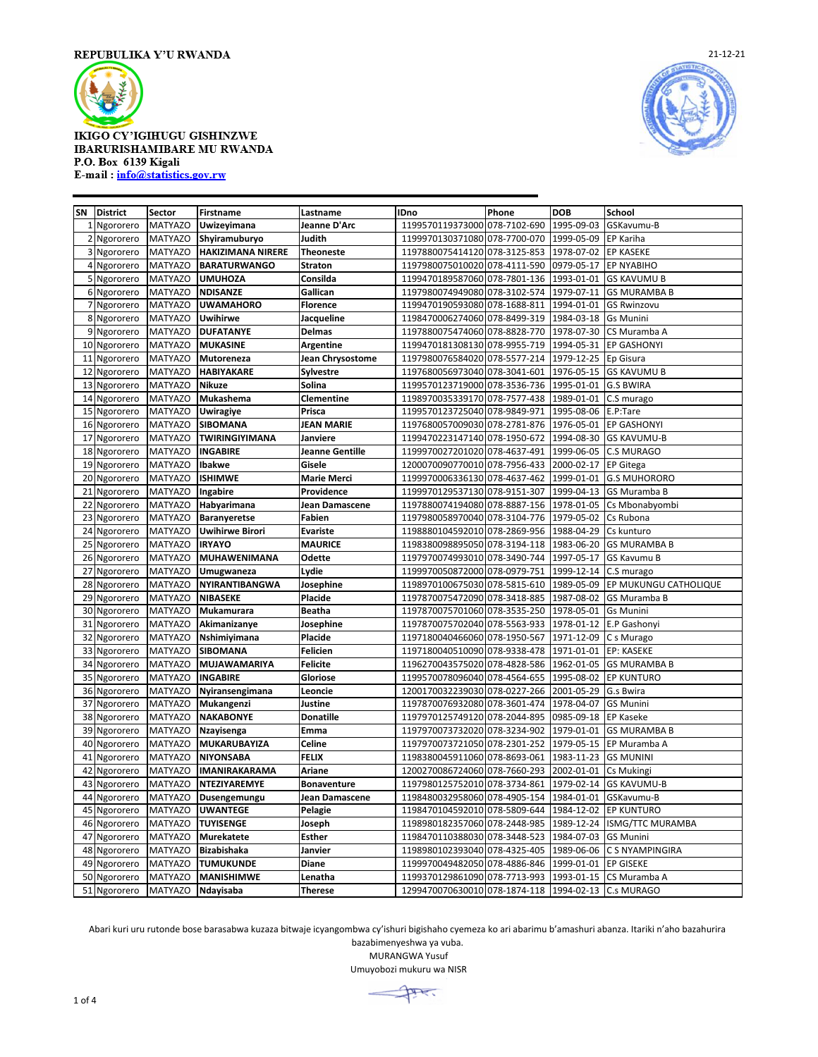REPUBLIKA Y'U RWANDA

21-12-21

IKIGO CY'IGIHUGU GISHINZWE
IBARURISHAMIBARE MU RWANDA
P.O. Box 6139 Kigali
E-mail : info@statistics.gov.rw

| SN | District | Sector | Firstname | Lastname | IDno | Phone | DOB | School |
|---|---|---|---|---|---|---|---|---|
| 1 | Ngororero | MATYAZO | Uwizeyimana | Jeanne D'Arc | 1199570119373000 | 078-7102-690 | 1995-09-03 | GSKavumu-B |
| 2 | Ngororero | MATYAZO | Shyiramuburyo | Judith | 1199970130371080 | 078-7700-070 | 1999-05-09 | EP Kariha |
| 3 | Ngororero | MATYAZO | HAKIZIMANA NIRERE | Theoneste | 1197880075414120 | 078-3125-853 | 1978-07-02 | EP KASEKE |
| 4 | Ngororero | MATYAZO | BARATURWANGO | Straton | 1197980075010020 | 078-4111-590 | 0979-05-17 | EP NYABIHO |
| 5 | Ngororero | MATYAZO | UMUHOZA | Consilda | 1199470189587060 | 078-7801-136 | 1993-01-01 | GS KAVUMU B |
| 6 | Ngororero | MATYAZO | NDISANZE | Gallican | 1197980074949080 | 078-3102-574 | 1979-07-11 | GS MURAMBA B |
| 7 | Ngororero | MATYAZO | UWAMAHORO | Florence | 1199470190593080 | 078-1688-811 | 1994-01-01 | GS Rwinzovu |
| 8 | Ngororero | MATYAZO | Uwihirwe | Jacqueline | 1198470006274060 | 078-8499-319 | 1984-03-18 | Gs Munini |
| 9 | Ngororero | MATYAZO | DUFATANYE | Delmas | 1197880075474060 | 078-8828-770 | 1978-07-30 | CS Muramba A |
| 10 | Ngororero | MATYAZO | MUKASINE | Argentine | 1199470181308130 | 078-9955-719 | 1994-05-31 | EP GASHONYI |
| 11 | Ngororero | MATYAZO | Mutoreneza | Jean Chrysostome | 1197980076584020 | 078-5577-214 | 1979-12-25 | Ep Gisura |
| 12 | Ngororero | MATYAZO | HABIYAKARE | Sylvestre | 1197680056973040 | 078-3041-601 | 1976-05-15 | GS KAVUMU B |
| 13 | Ngororero | MATYAZO | Nikuze | Solina | 1199570123719000 | 078-3536-736 | 1995-01-01 | G.S BWIRA |
| 14 | Ngororero | MATYAZO | Mukashema | Clementine | 1198970035339170 | 078-7577-438 | 1989-01-01 | C.S murago |
| 15 | Ngororero | MATYAZO | Uwiragiye | Prisca | 1199570123725040 | 078-9849-971 | 1995-08-06 | E.P:Tare |
| 16 | Ngororero | MATYAZO | SIBOMANA | JEAN MARIE | 1197680057009030 | 078-2781-876 | 1976-05-01 | EP GASHONYI |
| 17 | Ngororero | MATYAZO | TWIRINGIYIMANA | Janviere | 1199470223147140 | 078-1950-672 | 1994-08-30 | GS KAVUMU-B |
| 18 | Ngororero | MATYAZO | INGABIRE | Jeanne Gentille | 1199970027201020 | 078-4637-491 | 1999-06-05 | C.S MURAGO |
| 19 | Ngororero | MATYAZO | Ibakwe | Gisele | 1200070090770010 | 078-7956-433 | 2000-02-17 | EP Gitega |
| 20 | Ngororero | MATYAZO | ISHIMWE | Marie Merci | 1199970006336130 | 078-4637-462 | 1999-01-01 | G.S MUHORORO |
| 21 | Ngororero | MATYAZO | Ingabire | Providence | 1199970129537130 | 078-9151-307 | 1999-04-13 | GS Muramba B |
| 22 | Ngororero | MATYAZO | Habyarimana | Jean Damascene | 1197880074194080 | 078-8887-156 | 1978-01-05 | Cs Mbonabyombi |
| 23 | Ngororero | MATYAZO | Baranyeretse | Fabien | 1197980058970040 | 078-3104-776 | 1979-05-02 | Cs Rubona |
| 24 | Ngororero | MATYAZO | Uwihirwe Birori | Evariste | 1198880104592010 | 078-2869-956 | 1988-04-29 | Cs kunturo |
| 25 | Ngororero | MATYAZO | IRYAYO | MAURICE | 1198380098895050 | 078-3194-118 | 1983-06-20 | GS MURAMBA B |
| 26 | Ngororero | MATYAZO | MUHAWENIMANA | Odette | 1197970074993010 | 078-3490-744 | 1997-05-17 | GS Kavumu B |
| 27 | Ngororero | MATYAZO | Umugwaneza | Lydie | 1199970050872000 | 078-0979-751 | 1999-12-14 | C.S murago |
| 28 | Ngororero | MATYAZO | NYIRANTIBANGWA | Josephine | 1198970100675030 | 078-5815-610 | 1989-05-09 | EP MUKUNGU CATHOLIQUE |
| 29 | Ngororero | MATYAZO | NIBASEKE | Placide | 1197870075472090 | 078-3418-885 | 1987-08-02 | GS Muramba B |
| 30 | Ngororero | MATYAZO | Mukamurara | Beatha | 1197870075701060 | 078-3535-250 | 1978-05-01 | Gs Munini |
| 31 | Ngororero | MATYAZO | Akimanizanye | Josephine | 1197870075702040 | 078-5563-933 | 1978-01-12 | E.P Gashonyi |
| 32 | Ngororero | MATYAZO | Nshimiyimana | Placide | 1197180040466060 | 078-1950-567 | 1971-12-09 | C s Murago |
| 33 | Ngororero | MATYAZO | SIBOMANA | Felicien | 1197180040510090 | 078-9338-478 | 1971-01-01 | EP: KASEKE |
| 34 | Ngororero | MATYAZO | MUJAWAMARIYA | Felicite | 1196270043575020 | 078-4828-586 | 1962-01-05 | GS MURAMBA B |
| 35 | Ngororero | MATYAZO | INGABIRE | Gloriose | 1199570078096040 | 078-4564-655 | 1995-08-02 | EP KUNTURO |
| 36 | Ngororero | MATYAZO | Nyiransengimana | Leoncie | 1200170032239030 | 078-0227-266 | 2001-05-29 | G.s Bwira |
| 37 | Ngororero | MATYAZO | Mukangenzi | Justine | 1197870076932080 | 078-3601-474 | 1978-04-07 | GS Munini |
| 38 | Ngororero | MATYAZO | NAKABONYE | Donatille | 1197970125749120 | 078-2044-895 | 0985-09-18 | EP Kaseke |
| 39 | Ngororero | MATYAZO | Nzayisenga | Emma | 1197970073732020 | 078-3234-902 | 1979-01-01 | GS MURAMBA B |
| 40 | Ngororero | MATYAZO | MUKARUBAYIZA | Celine | 1197970073721050 | 078-2301-252 | 1979-05-15 | EP Muramba A |
| 41 | Ngororero | MATYAZO | NIYONSABA | FELIX | 1198380045911060 | 078-8693-061 | 1983-11-23 | GS MUNINI |
| 42 | Ngororero | MATYAZO | IMANIRAKARAMA | Ariane | 1200270086724060 | 078-7660-293 | 2002-01-01 | Cs Mukingi |
| 43 | Ngororero | MATYAZO | NTEZIYAREMYE | Bonaventure | 1197980125752010 | 078-3734-861 | 1979-02-14 | GS KAVUMU-B |
| 44 | Ngororero | MATYAZO | Dusengemungu | Jean Damascene | 1198480032958060 | 078-4905-154 | 1984-01-01 | GSKavumu-B |
| 45 | Ngororero | MATYAZO | UWANTEGE | Pelagie | 1198470104592010 | 078-5809-644 | 1984-12-02 | EP KUNTURO |
| 46 | Ngororero | MATYAZO | TUYISENGE | Joseph | 1198980182357060 | 078-2448-985 | 1989-12-24 | ISMG/TTC MURAMBA |
| 47 | Ngororero | MATYAZO | Murekatete | Esther | 1198470110388030 | 078-3448-523 | 1984-07-03 | GS Munini |
| 48 | Ngororero | MATYAZO | Bizabishaka | Janvier | 1198980102393040 | 078-4325-405 | 1989-06-06 | C S NYAMPINGIRA |
| 49 | Ngororero | MATYAZO | TUMUKUNDE | Diane | 1199970049482050 | 078-4886-846 | 1999-01-01 | EP GISEKE |
| 50 | Ngororero | MATYAZO | MANISHIMWE | Lenatha | 1199370129861090 | 078-7713-993 | 1993-01-15 | CS Muramba A |
| 51 | Ngororero | MATYAZO | Ndayisaba | Therese | 1299470070630010 | 078-1874-118 | 1994-02-13 | C.s MURAGO |

Abari kuri uru rutonde bose barasabwa kuzaza bitwaje icyangombwa cy'ishuri bigishaho cyemeza ko ari abarimu b'amashuri abanza. Itariki n'aho bazahurira bazabimenyeshwa ya vuba.

MURANGWA Yusuf

Umuyobozi mukuru wa NISR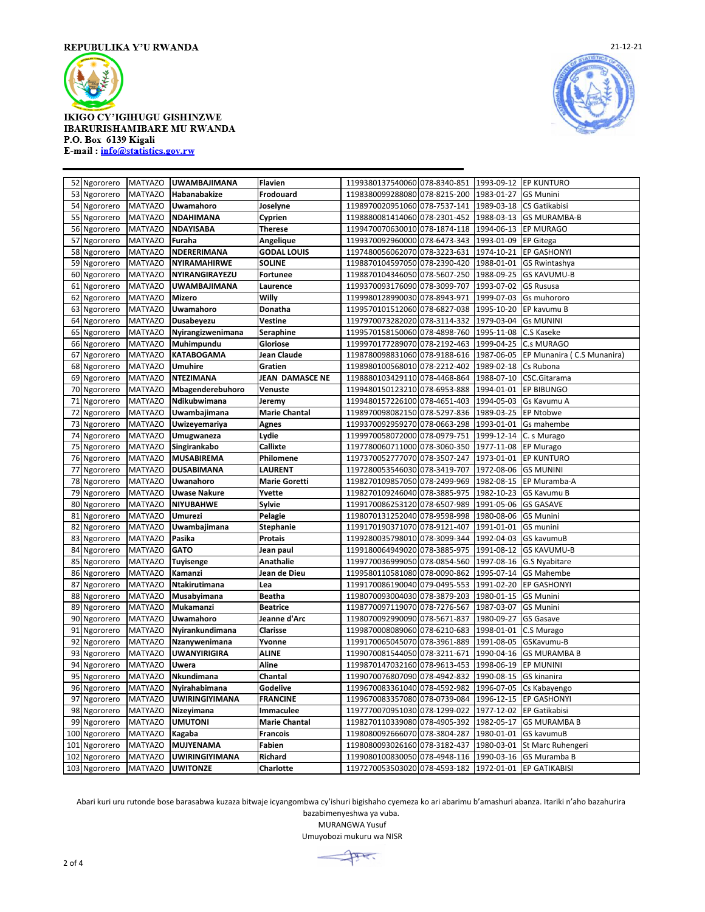REPUBULIKA Y'U RWANDA

21-12-21

IKIGO CY'IGIHUGU GISHINZWE IBARURISHAMIBARE MU RWANDA
P.O. Box 6139 Kigali
E-mail : info@statistics.gov.rw

| | | | | | | | | |
|---|---|---|---|---|---|---|---|---|
| 52 | Ngororero | MATYAZO | **UWAMBAJIMANA** | **Flavien** | 1199380137540060 | 078-8340-851 | 1993-09-12 | EP KUNTURO |
| 53 | Ngororero | MATYAZO | **Habanabakize** | **Frodouard** | 1198380099288080 | 078-8215-200 | 1983-01-27 | GS Munini |
| 54 | Ngororero | MATYAZO | **Uwamahoro** | **Joselyne** | 1198970020951060 | 078-7537-141 | 1989-03-18 | CS Gatikabisi |
| 55 | Ngororero | MATYAZO | **NDAHIMANA** | **Cyprien** | 1198880081414060 | 078-2301-452 | 1988-03-13 | GS MURAMBA-B |
| 56 | Ngororero | MATYAZO | **NDAYISABA** | **Therese** | 1199470070630010 | 078-1874-118 | 1994-06-13 | EP MURAGO |
| 57 | Ngororero | MATYAZO | **Furaha** | **Angelique** | 1199370092960000 | 078-6473-343 | 1993-01-09 | EP Gitega |
| 58 | Ngororero | MATYAZO | **NDERERIMANA** | **GODAL LOUIS** | 1197480056062070 | 078-3223-631 | 1974-10-21 | EP GASHONYI |
| 59 | Ngororero | MATYAZO | **NYIRAMAHIRWE** | **SOLINE** | 1198870104597050 | 078-2390-420 | 1988-01-01 | GS Rwintashya |
| 60 | Ngororero | MATYAZO | **NYIRANGIRAYEZU** | **Fortunee** | 1198870104346050 | 078-5607-250 | 1988-09-25 | GS KAVUMU-B |
| 61 | Ngororero | MATYAZO | **UWAMBAJIMANA** | **Laurence** | 1199370093176090 | 078-3099-707 | 1993-07-02 | GS Rususa |
| 62 | Ngororero | MATYAZO | **Mizero** | **Willy** | 1199980128990030 | 078-8943-971 | 1999-07-03 | Gs muhororo |
| 63 | Ngororero | MATYAZO | **Uwamahoro** | **Donatha** | 1199570101512060 | 078-6827-038 | 1995-10-20 | EP kavumu B |
| 64 | Ngororero | MATYAZO | **Dusabeyezu** | **Vestine** | 1197970073282020 | 078-3114-332 | 1979-03-04 | Gs MUNINI |
| 65 | Ngororero | MATYAZO | **Nyirangizwenimana** | **Seraphine** | 1199570158150060 | 078-4898-760 | 1995-11-08 | C.S Kaseke |
| 66 | Ngororero | MATYAZO | **Muhimpundu** | **Gloriose** | 1199970177289070 | 078-2192-463 | 1999-04-25 | C.s MURAGO |
| 67 | Ngororero | MATYAZO | **KATABOGAMA** | **Jean Claude** | 1198780098831060 | 078-9188-616 | 1987-06-05 | EP Munanira ( C.S Munanira) |
| 68 | Ngororero | MATYAZO | **Umuhire** | **Gratien** | 1198980100568010 | 078-2212-402 | 1989-02-18 | Cs Rubona |
| 69 | Ngororero | MATYAZO | **NTEZIMANA** | **JEAN DAMASCE NE** | 1198880103429110 | 078-4468-864 | 1988-07-10 | CSC.Gitarama |
| 70 | Ngororero | MATYAZO | **Mbagenderebuhoro** | **Venuste** | 1199480150123210 | 078-6953-888 | 1994-01-01 | EP BIBUNGO |
| 71 | Ngororero | MATYAZO | **Ndikubwimana** | **Jeremy** | 1199480157226100 | 078-4651-403 | 1994-05-03 | Gs Kavumu A |
| 72 | Ngororero | MATYAZO | **Uwambajimana** | **Marie Chantal** | 1198970098082150 | 078-5297-836 | 1989-03-25 | EP Ntobwe |
| 73 | Ngororero | MATYAZO | **Uwizeyemariya** | **Agnes** | 1199370092959270 | 078-0663-298 | 1993-01-01 | Gs mahembe |
| 74 | Ngororero | MATYAZO | **Umugwaneza** | **Lydie** | 1199970058072000 | 078-0979-751 | 1999-12-14 | C. s Murago |
| 75 | Ngororero | MATYAZO | **Singirankabo** | **Callixte** | 1197780060711000 | 078-3060-350 | 1977-11-08 | EP Murago |
| 76 | Ngororero | MATYAZO | **MUSABIREMA** | **Philomene** | 1197370052777070 | 078-3507-247 | 1973-01-01 | EP KUNTURO |
| 77 | Ngororero | MATYAZO | **DUSABIMANA** | **LAURENT** | 1197280053546030 | 078-3419-707 | 1972-08-06 | GS MUNINI |
| 78 | Ngororero | MATYAZO | **Uwanahoro** | **Marie Goretti** | 1198270109857050 | 078-2499-969 | 1982-08-15 | EP Muramba-A |
| 79 | Ngororero | MATYAZO | **Uwase Nakure** | **Yvette** | 1198270109246040 | 078-3885-975 | 1982-10-23 | GS Kavumu B |
| 80 | Ngororero | MATYAZO | **NIYUBAHWE** | **Sylvie** | 1199170086253120 | 078-6507-989 | 1991-05-06 | GS GASAVE |
| 81 | Ngororero | MATYAZO | **Umurezi** | **Pelagie** | 1198070131252040 | 078-9598-998 | 1980-08-06 | GS Munini |
| 82 | Ngororero | MATYAZO | **Uwambajimana** | **Stephanie** | 1199170190371070 | 078-9121-407 | 1991-01-01 | GS munini |
| 83 | Ngororero | MATYAZO | **Pasika** | **Protais** | 1199280035798010 | 078-3099-344 | 1992-04-03 | GS kavumuB |
| 84 | Ngororero | MATYAZO | **GATO** | **Jean paul** | 1199180064949020 | 078-3885-975 | 1991-08-12 | GS KAVUMU-B |
| 85 | Ngororero | MATYAZO | **Tuyisenge** | **Anathalie** | 1199770036999050 | 078-0854-560 | 1997-08-16 | G.S Nyabitare |
| 86 | Ngororero | MATYAZO | **Kamanzi** | **Jean de Dieu** | 1199580110581080 | 078-0090-862 | 1995-07-14 | GS Mahembe |
| 87 | Ngororero | MATYAZO | **Ntakirutimana** | **Lea** | 1199170086190040 | 079-0495-553 | 1991-02-20 | EP GASHONYI |
| 88 | Ngororero | MATYAZO | **Musabyimana** | **Beatha** | 1198070093004030 | 078-3879-203 | 1980-01-15 | GS Munini |
| 89 | Ngororero | MATYAZO | **Mukamanzi** | **Beatrice** | 1198770097119070 | 078-7276-567 | 1987-03-07 | GS Munini |
| 90 | Ngororero | MATYAZO | **Uwamahoro** | **Jeanne d'Arc** | 1198070092990090 | 078-5671-837 | 1980-09-27 | GS Gasave |
| 91 | Ngororero | MATYAZO | **Nyirankundimana** | **Clarisse** | 1199870008089060 | 078-6210-683 | 1998-01-01 | C.S Murago |
| 92 | Ngororero | MATYAZO | **Nzanywenimana** | **Yvonne** | 1199170065045070 | 078-3961-889 | 1991-08-05 | GSKavumu-B |
| 93 | Ngororero | MATYAZO | **UWANYIRIGIRA** | **ALINE** | 1199070081544050 | 078-3211-671 | 1990-04-16 | GS MURAMBA B |
| 94 | Ngororero | MATYAZO | **Uwera** | **Aline** | 1199870147032160 | 078-9613-453 | 1998-06-19 | EP MUNINI |
| 95 | Ngororero | MATYAZO | **Nkundimana** | **Chantal** | 1199070076807090 | 078-4942-832 | 1990-08-15 | GS kinanira |
| 96 | Ngororero | MATYAZO | **Nyirahabimana** | **Godelive** | 1199670083361040 | 078-4592-982 | 1996-07-05 | Cs Kabayengo |
| 97 | Ngororero | MATYAZO | **UWIRINGIYIMANA** | **FRANCINE** | 1199670083357080 | 078-0739-084 | 1996-12-15 | EP GASHONYI |
| 98 | Ngororero | MATYAZO | **Nizeyimana** | **Immaculee** | 1197770070951030 | 078-1299-022 | 1977-12-02 | EP Gatikabisi |
| 99 | Ngororero | MATYAZO | **UMUTONI** | **Marie Chantal** | 1198270110339080 | 078-4905-392 | 1982-05-17 | GS MURAMBA B |
| 100 | Ngororero | MATYAZO | **Kagaba** | **Francois** | 1198080092666070 | 078-3804-287 | 1980-01-01 | GS kavumuB |
| 101 | Ngororero | MATYAZO | **MUJYENAMA** | **Fabien** | 1198080093026160 | 078-3182-437 | 1980-03-01 | St Marc Ruhengeri |
| 102 | Ngororero | MATYAZO | **UWIRINGIYIMANA** | **Richard** | 1199080100830050 | 078-4948-116 | 1990-03-16 | GS Muramba B |
| 103 | Ngororero | MATYAZO | **UWITONZE** | **Charlotte** | 1197270053503020 | 078-4593-182 | 1972-01-01 | EP GATIKABISI |

Abari kuri uru rutonde bose barasabwa kuzaza bitwaje icyangombwa cy'ishuri bigishaho cyemeza ko ari abarimu b'amashuri abanza. Itariki n'aho bazahurira bazabimenyeshwa ya vuba.

MURANGWA Yusuf

Umuyobozi mukuru wa NISR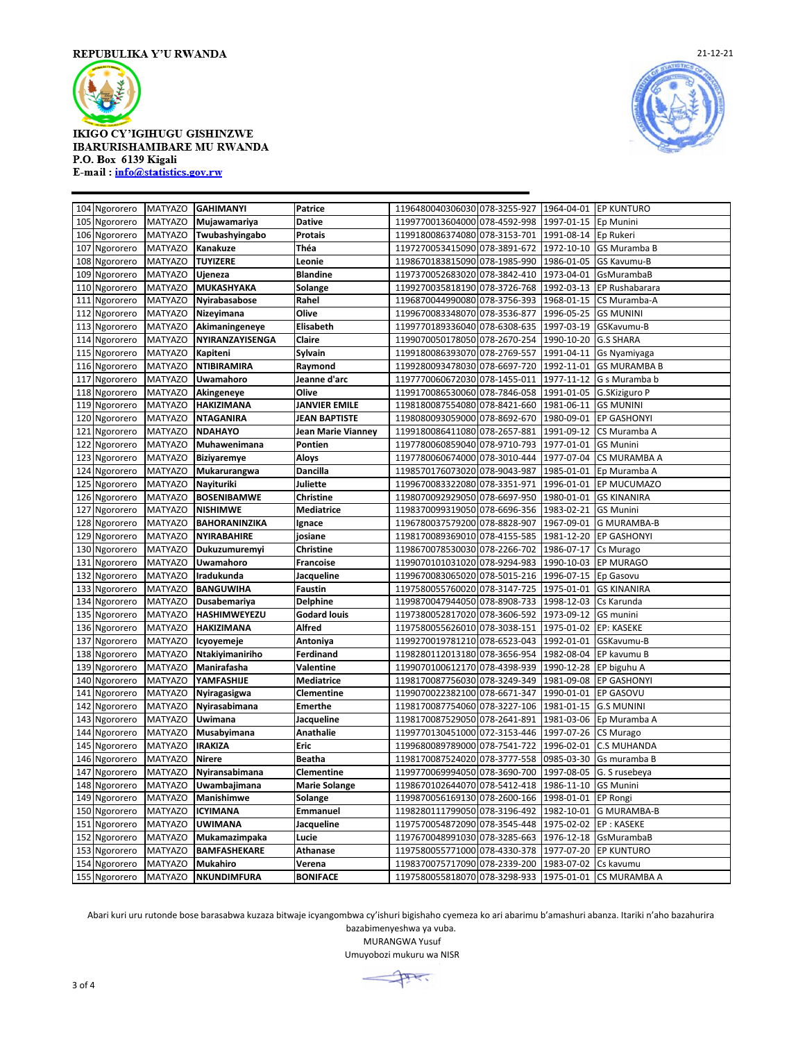REPUBULIKA Y'U RWANDA

21-12-21

IKIGO CY'IGIHUGU GISHINZWE IBARURISHAMIBARE MU RWANDA
P.O. Box 6139 Kigali
E-mail : info@statistics.gov.rw

| | | | | | | | | |
|---|---|---|---|---|---|---|---|---|
| 104 | Ngororero | MATYAZO | GAHIMANYI | Patrice | 1196480040306030 | 078-3255-927 | 1964-04-01 | EP KUNTURO |
| 105 | Ngororero | MATYAZO | Mujawamariya | Dative | 1199770013604000 | 078-4592-998 | 1997-01-15 | Ep Munini |
| 106 | Ngororero | MATYAZO | Twubashyingabo | Protais | 1199180086374080 | 078-3153-701 | 1991-08-14 | Ep Rukeri |
| 107 | Ngororero | MATYAZO | Kanakuze | Théa | 1197270053415090 | 078-3891-672 | 1972-10-10 | GS Muramba B |
| 108 | Ngororero | MATYAZO | TUYIZERE | Leonie | 1198670183815090 | 078-1985-990 | 1986-01-05 | GS Kavumu-B |
| 109 | Ngororero | MATYAZO | Ujeneza | Blandine | 1197370052683020 | 078-3842-410 | 1973-04-01 | GsMurambaB |
| 110 | Ngororero | MATYAZO | MUKASHYAKA | Solange | 1199270035818190 | 078-3726-768 | 1992-03-13 | EP Rushabarara |
| 111 | Ngororero | MATYAZO | Nyirabasabose | Rahel | 1196870044990080 | 078-3756-393 | 1968-01-15 | CS Muramba-A |
| 112 | Ngororero | MATYAZO | Nizeyimana | Olive | 1199670083348070 | 078-3536-877 | 1996-05-25 | GS MUNINI |
| 113 | Ngororero | MATYAZO | Akimaningeneye | Elisabeth | 1199770189336040 | 078-6308-635 | 1997-03-19 | GSKavumu-B |
| 114 | Ngororero | MATYAZO | NYIRANZAYISENGA | Claire | 1199070050178050 | 078-2670-254 | 1990-10-20 | G.S SHARA |
| 115 | Ngororero | MATYAZO | Kapiteni | Sylvain | 1199180086393070 | 078-2769-557 | 1991-04-11 | Gs Nyamiyaga |
| 116 | Ngororero | MATYAZO | NTIBIRAMIRA | Raymond | 1199280093478030 | 078-6697-720 | 1992-11-01 | GS MURAMBA B |
| 117 | Ngororero | MATYAZO | Uwamahoro | Jeanne d'arc | 1197770060672030 | 078-1455-011 | 1977-11-12 | G s Muramba b |
| 118 | Ngororero | MATYAZO | Akingeneye | Olive | 1199170086530060 | 078-7846-058 | 1991-01-05 | G.SKiziguro P |
| 119 | Ngororero | MATYAZO | HAKIZIMANA | JANVIER EMILE | 1198180087554080 | 078-8421-660 | 1981-06-11 | GS MUNINI |
| 120 | Ngororero | MATYAZO | NTAGANIRA | JEAN BAPTISTE | 1198080093059000 | 078-8692-670 | 1980-09-01 | EP GASHONYI |
| 121 | Ngororero | MATYAZO | NDAHAYO | Jean Marie Vianney | 1199180086411080 | 078-2657-881 | 1991-09-12 | CS Muramba A |
| 122 | Ngororero | MATYAZO | Muhawenimana | Pontien | 1197780060859040 | 078-9710-793 | 1977-01-01 | GS Munini |
| 123 | Ngororero | MATYAZO | Biziyaremye | Aloys | 1197780060674000 | 078-3010-444 | 1977-07-04 | CS MURAMBA A |
| 124 | Ngororero | MATYAZO | Mukarurangwa | Dancilla | 1198570176073020 | 078-9043-987 | 1985-01-01 | Ep Muramba A |
| 125 | Ngororero | MATYAZO | Nayituriki | Juliette | 1199670083322080 | 078-3351-971 | 1996-01-01 | EP MUCUMAZO |
| 126 | Ngororero | MATYAZO | BOSENIBAMWE | Christine | 1198070092929050 | 078-6697-950 | 1980-01-01 | GS KINANIRA |
| 127 | Ngororero | MATYAZO | NISHIMWE | Mediatrice | 1198370099319050 | 078-6696-356 | 1983-02-21 | GS Munini |
| 128 | Ngororero | MATYAZO | BAHORANINZIKA | Ignace | 1196780037579200 | 078-8828-907 | 1967-09-01 | G MURAMBA-B |
| 129 | Ngororero | MATYAZO | NYIRABAHIRE | josiane | 1198170089369010 | 078-4155-585 | 1981-12-20 | EP GASHONYI |
| 130 | Ngororero | MATYAZO | Dukuzumuremyi | Christine | 1198670078530030 | 078-2266-702 | 1986-07-17 | Cs Murago |
| 131 | Ngororero | MATYAZO | Uwamahoro | Francoise | 1199070101031020 | 078-9294-983 | 1990-10-03 | EP MURAGO |
| 132 | Ngororero | MATYAZO | Iradukunda | Jacqueline | 1199670083065020 | 078-5015-216 | 1996-07-15 | Ep Gasovu |
| 133 | Ngororero | MATYAZO | BANGUWIHA | Faustin | 1197580055760020 | 078-3147-725 | 1975-01-01 | GS KINANIRA |
| 134 | Ngororero | MATYAZO | Dusabemariya | Delphine | 1199870047944050 | 078-8908-733 | 1998-12-03 | Cs Karunda |
| 135 | Ngororero | MATYAZO | HASHIMWEYEZU | Godard louis | 1197380052817020 | 078-3606-592 | 1973-09-12 | GS munini |
| 136 | Ngororero | MATYAZO | HAKIZIMANA | Alfred | 1197580055626010 | 078-3038-151 | 1975-01-02 | EP: KASEKE |
| 137 | Ngororero | MATYAZO | Icyoyemeje | Antoniya | 1199270019781210 | 078-6523-043 | 1992-01-01 | GSKavumu-B |
| 138 | Ngororero | MATYAZO | Ntakiyimaniriho | Ferdinand | 1198280112013180 | 078-3656-954 | 1982-08-04 | EP kavumu B |
| 139 | Ngororero | MATYAZO | Manirafasha | Valentine | 1199070100612170 | 078-4398-939 | 1990-12-28 | EP biguhu A |
| 140 | Ngororero | MATYAZO | YAMFASHIJE | Mediatrice | 1198170087756030 | 078-3249-349 | 1981-09-08 | EP GASHONYI |
| 141 | Ngororero | MATYAZO | Nyiragasigwa | Clementine | 1199070022382100 | 078-6671-347 | 1990-01-01 | EP GASOVU |
| 142 | Ngororero | MATYAZO | Nyirasabimana | Emerthe | 1198170087754060 | 078-3227-106 | 1981-01-15 | G.S MUNINI |
| 143 | Ngororero | MATYAZO | Uwimana | Jacqueline | 1198170087529050 | 078-2641-891 | 1981-03-06 | Ep Muramba A |
| 144 | Ngororero | MATYAZO | Musabyimana | Anathalie | 1199770130451000 | 072-3153-446 | 1997-07-26 | CS Murago |
| 145 | Ngororero | MATYAZO | IRAKIZA | Eric | 1199680089789000 | 078-7541-722 | 1996-02-01 | C.S MUHANDA |
| 146 | Ngororero | MATYAZO | Nirere | Beatha | 1198170087524020 | 078-3777-558 | 0985-03-30 | Gs muramba B |
| 147 | Ngororero | MATYAZO | Nyiransabimana | Clementine | 1199770069994050 | 078-3690-700 | 1997-08-05 | G. S rusebeya |
| 148 | Ngororero | MATYAZO | Uwambajimana | Marie Solange | 1198670102644070 | 078-5412-418 | 1986-11-10 | GS Munini |
| 149 | Ngororero | MATYAZO | Manishimwe | Solange | 1199870056169130 | 078-2600-166 | 1998-01-01 | EP Rongi |
| 150 | Ngororero | MATYAZO | ICYIMANA | Emmanuel | 1198280111799050 | 078-3196-492 | 1982-10-01 | G MURAMBA-B |
| 151 | Ngororero | MATYAZO | UWIMANA | Jacqueline | 1197570054872090 | 078-3545-448 | 1975-02-02 | EP : KASEKE |
| 152 | Ngororero | MATYAZO | Mukamazimpaka | Lucie | 1197670048991030 | 078-3285-663 | 1976-12-18 | GsMurambaB |
| 153 | Ngororero | MATYAZO | BAMFASHEKARE | Athanase | 1197580055771000 | 078-4330-378 | 1977-07-20 | EP KUNTURO |
| 154 | Ngororero | MATYAZO | Mukahiro | Verena | 1198370075717090 | 078-2339-200 | 1983-07-02 | Cs kavumu |
| 155 | Ngororero | MATYAZO | NKUNDIMFURA | BONIFACE | 1197580055818070 | 078-3298-933 | 1975-01-01 | CS MURAMBA A |

Abari kuri uru rutonde bose barasabwa kuzaza bitwaje icyangombwa cy'ishuri bigishaho cyemeza ko ari abarimu b'amashuri abanza. Itariki n'aho bazahurira bazabimenyeshwa ya vuba.

MURANGWA Yusuf

Umuyobozi mukuru wa NISR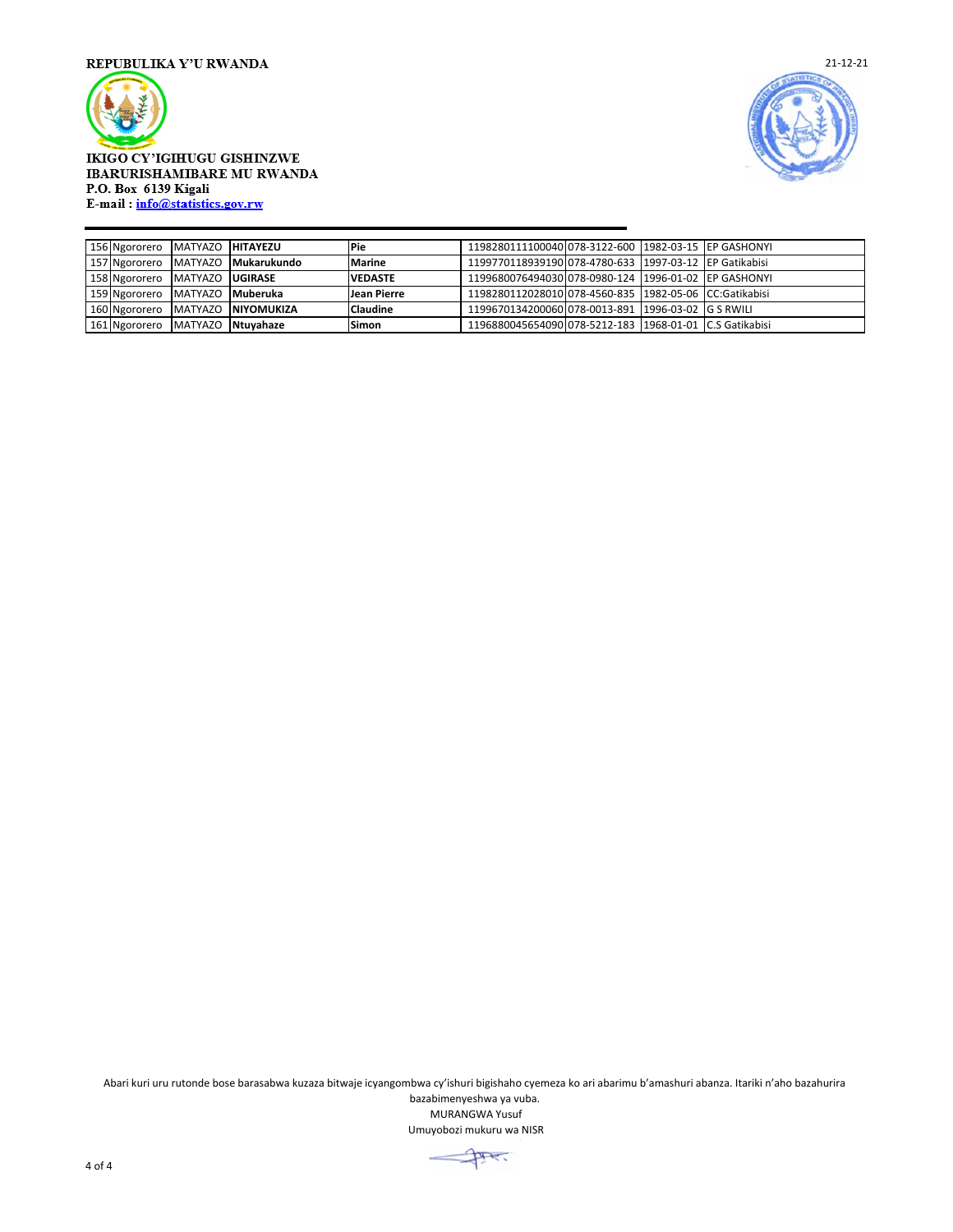REPUBULIKA Y'U RWANDA

IKIGO CY'IGIHUGU GISHINZWE
IBARURISHAMIBARE MU RWANDA
P.O. Box 6139 Kigali
E-mail : info@statistics.gov.rw

| | | | | | | | | |
|---|---|---|---|---|---|---|---|---|
| 156 | Ngororero | MATYAZO | **HITAYEZU** | **Pie** | 1198280111100040 | 078-3122-600 | 1982-03-15 | EP GASHONYI |
| 157 | Ngororero | MATYAZO | **Mukarukundo** | **Marine** | 1199770118939190 | 078-4780-633 | 1997-03-12 | EP Gatikabisi |
| 158 | Ngororero | MATYAZO | **UGIRASE** | **VEDASTE** | 1199680076494030 | 078-0980-124 | 1996-01-02 | EP GASHONYI |
| 159 | Ngororero | MATYAZO | **Muberuka** | **Jean Pierre** | 1198280112028010 | 078-4560-835 | 1982-05-06 | CC:Gatikabisi |
| 160 | Ngororero | MATYAZO | **NIYOMUKIZA** | **Claudine** | 1199670134200060 | 078-0013-891 | 1996-03-02 | G S RWILI |
| 161 | Ngororero | MATYAZO | **Ntuyahaze** | **Simon** | 1196880045654090 | 078-5212-183 | 1968-01-01 | C.S Gatikabisi |

Abari kuri uru rutonde bose barasabwa kuzaza bitwaje icyangombwa cy'ishuri bigishaho cyemeza ko ari abarimu b'amashuri abanza. Itariki n'aho bazahurira bazabimenyeshwa ya vuba.

MURANGWA Yusuf

Umuyobozi mukuru wa NISR